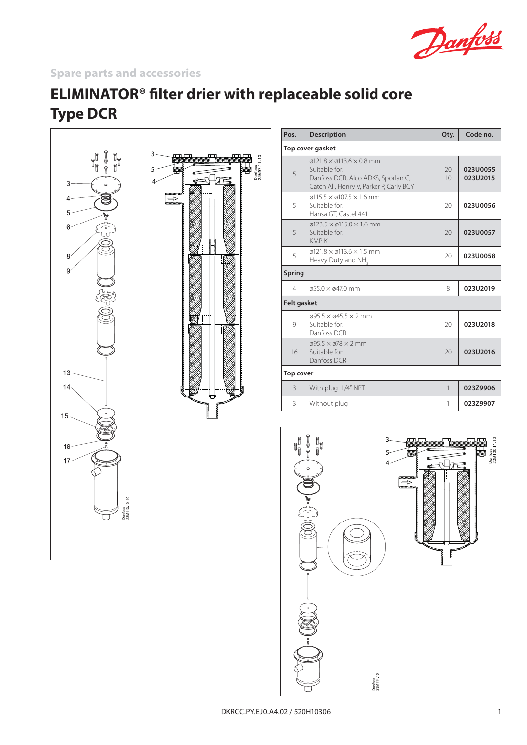Spare parts and accessories

# ELIMINATOR® filter drier with replaceable solid core
# Type DCR

| Pos. | Description | Qty. | Code no. |
|---|---|---|---|
| **Top cover gasket** | | | |
| 5 | ø121.8 × ø113.6 × 0.8 mm<br>Suitable for:<br>Danfoss DCR, Alco ADKS, Sporlan C, Catch All, Henry V, Parker P, Carly BCY | 20<br>10 | **023U0055**<br>**023U2015** |
| 5 | ø115.5 × ø107.5 × 1.6 mm<br>Suitable for:<br>Hansa GT, Castel 441 | 20 | **023U0056** |
| 5 | ø123.5 × ø115.0 × 1.6 mm<br>Suitable for:<br>KMP K | 20 | **023U0057** |
| 5 | ø121.8 × ø113.6 × 1.5 mm<br>Heavy Duty and $NH_3$ | 20 | **023U0058** |
| **Spring** | | | |
| 4 | ø55.0 × ø47.0 mm | 8 | **023U2019** |
| **Felt gasket** | | | |
| 9 | ø95.5 × ø45.5 × 2 mm<br>Suitable for:<br>Danfoss DCR | 20 | **023U2018** |
| 16 | ø95.5 × ø78 × 2 mm<br>Suitable for:<br>Danfoss DCR | 20 | **023U2016** |
| **Top cover** | | | |
| 3 | With plug 1/4" NPT | 1 | **023Z9906** |
| 3 | Without plug | 1 | **023Z9907** |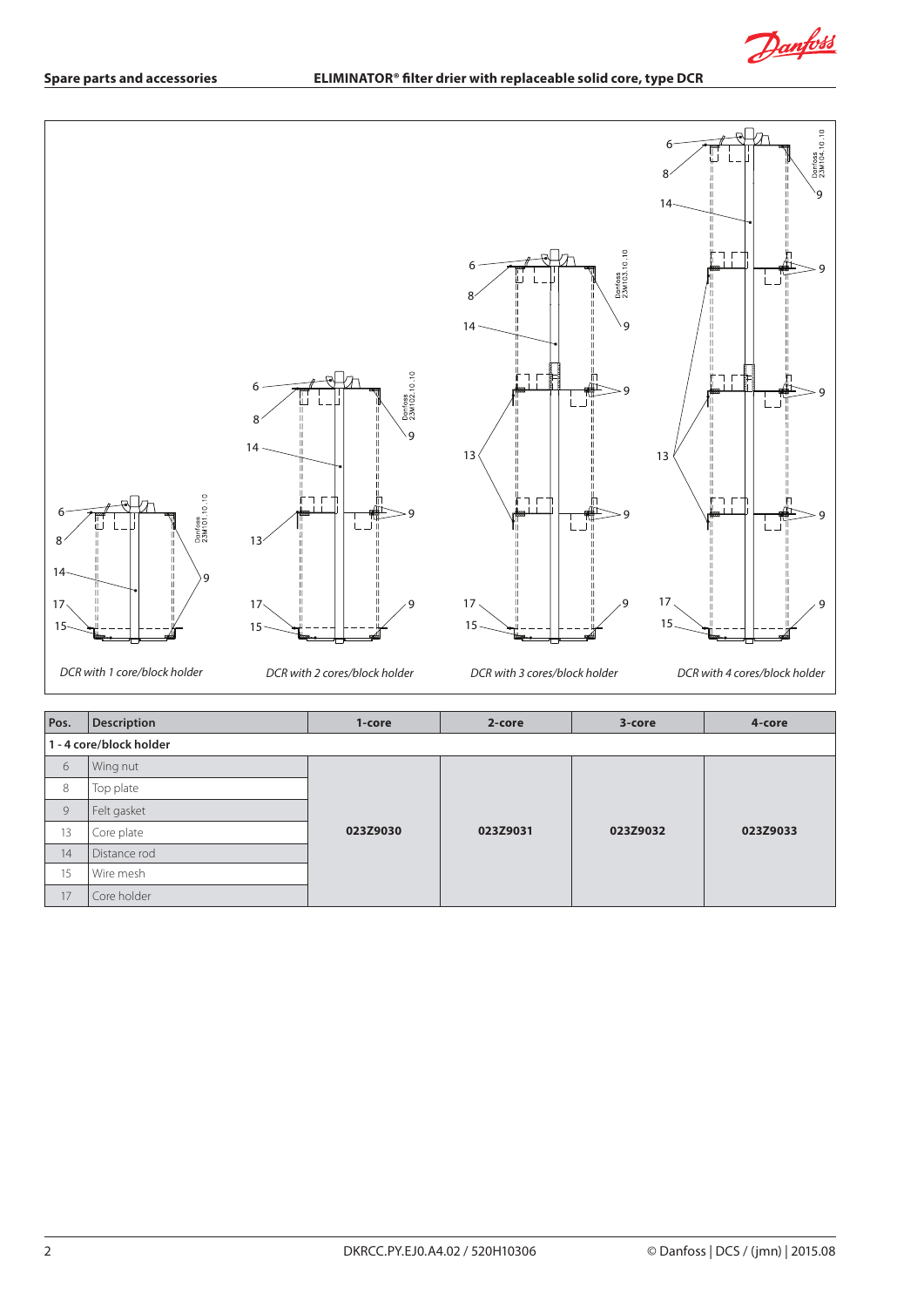DCR with 1 core/block holder

DCR with 2 cores/block holder

DCR with 3 cores/block holder

DCR with 4 cores/block holder

| Pos. | Description | 1-core | 2-core | 3-core | 4-core |
|---|---|---|---|---|---|
| **1 - 4 core/block holder** | | | | | |
| 6 | Wing nut | 023Z9030 | 023Z9031 | 023Z9032 | 023Z9033 |
| 8 | Top plate | | | | |
| 9 | Felt gasket | | | | |
| 13 | Core plate | | | | |
| 14 | Distance rod | | | | |
| 15 | Wire mesh | | | | |
| 17 | Core holder | | | | |